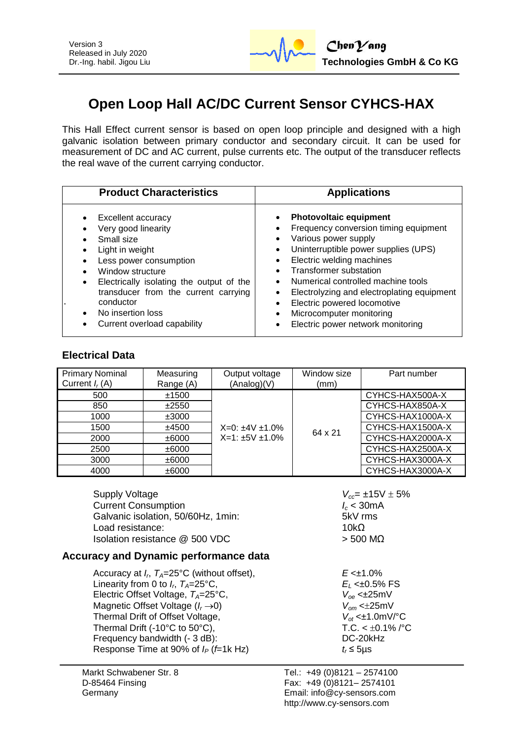Version 3
Released in July 2020
Dr.-Ing. habil. Jigou Liu

**ChenYang**
**Technologies GmbH & Co KG**

# Open Loop Hall AC/DC Current Sensor CYHCS-HAX

This Hall Effect current sensor is based on open loop principle and designed with a high galvanic isolation between primary conductor and secondary circuit. It can be used for measurement of DC and AC current, pulse currents etc. The output of the transducer reflects the real wave of the current carrying conductor.

| Product Characteristics | Applications |
|---|---|
| • Excellent accuracy<br>• Very good linearity<br>• Small size<br>• Light in weight<br>• Less power consumption<br>• Window structure<br>• Electrically isolating the output of the transducer from the current carrying conductor<br>• No insertion loss<br>• Current overload capability | • **Photovoltaic equipment**<br>• Frequency conversion timing equipment<br>• Various power supply<br>• Uninterruptible power supplies (UPS)<br>• Electric welding machines<br>• Transformer substation<br>• Numerical controlled machine tools<br>• Electrolyzing and electroplating equipment<br>• Electric powered locomotive<br>• Microcomputer monitoring<br>• Electric power network monitoring |

## Electrical Data

| Primary Nominal Current $I_r$ (A) | Measuring Range (A) | Output voltage (Analog)(V) | Window size (mm) | Part number |
|---|---|---|---|---|
| 500 | ±1500 | X=0: ±4V ±1.0%<br>X=1: ±5V ±1.0% | 64 x 21 | CYHCS-HAX500A-X |
| 850 | ±2550 | | | CYHCS-HAX850A-X |
| 1000 | ±3000 | | | CYHCS-HAX1000A-X |
| 1500 | ±4500 | | | CYHCS-HAX1500A-X |
| 2000 | ±6000 | | | CYHCS-HAX2000A-X |
| 2500 | ±6000 | | | CYHCS-HAX2500A-X |
| 3000 | ±6000 | | | CYHCS-HAX3000A-X |
| 4000 | ±6000 | | | CYHCS-HAX3000A-X |

| | |
|---|---|
| Supply Voltage | $V_{cc}$= ±15V ± 5% |
| Current Consumption | $I_c$ < 30mA |
| Galvanic isolation, 50/60Hz, 1min: | 5kV rms |
| Load resistance: | 10kΩ |
| Isolation resistance @ 500 VDC | > 500 MΩ |

## Accuracy and Dynamic performance data

| | |
|---|---|
| Accuracy at $I_r$, $T_A$=25°C (without offset), | $E$ <±1.0% |
| Linearity from 0 to $I_r$, $T_A$=25°C, | $E_L$ <±0.5% FS |
| Electric Offset Voltage, $T_A$=25°C, | $V_{oe}$ <±25mV |
| Magnetic Offset Voltage ($I_r \rightarrow 0$) | $V_{om}$ <±25mV |
| Thermal Drift of Offset Voltage, | $V_{ot}$ <±1.0mV/°C |
| Thermal Drift (-10°C to 50°C), | T.C. < ±0.1% /°C |
| Frequency bandwidth (- 3 dB): | DC-20kHz |
| Response Time at 90% of $I_P$ ($f$=1k Hz) | $t_r$ ≤ 5µs |

Markt Schwabener Str. 8
D-85464 Finsing
Germany

Tel.: +49 (0)8121 – 2574100
Fax: +49 (0)8121– 2574101
Email: info@cy-sensors.com
http://www.cy-sensors.com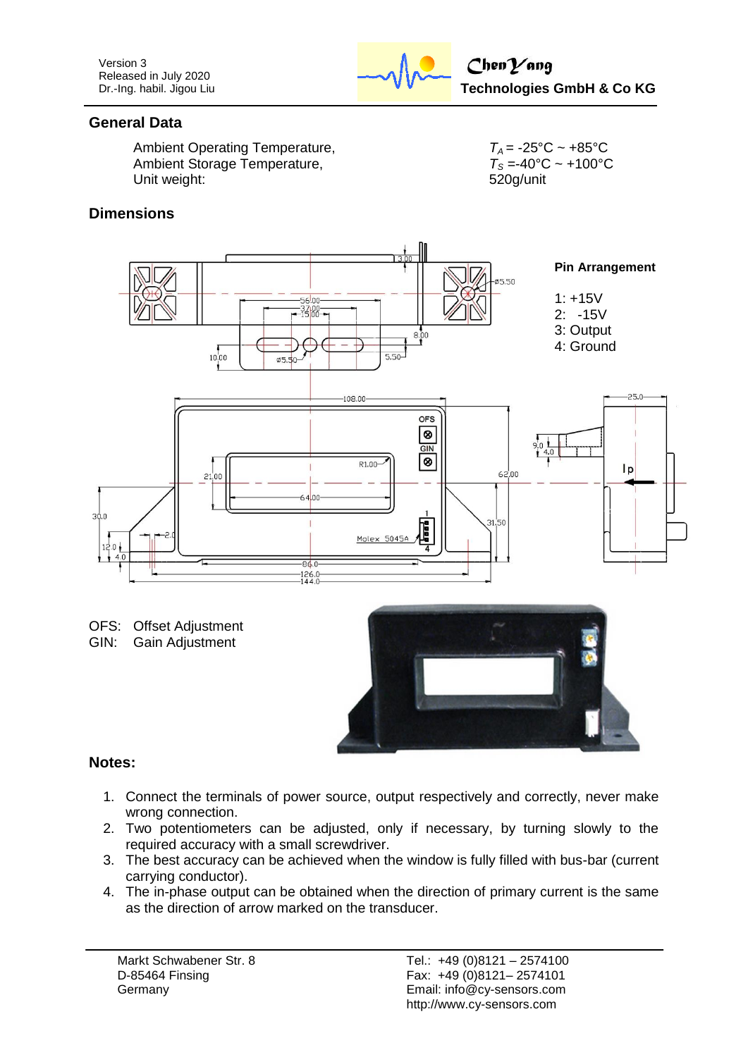## General Data

| | |
|---|---|
| Ambient Operating Temperature, | $T_A$ = -25°C ~ +85°C |
| Ambient Storage Temperature, | $T_S$ =-40°C ~ +100°C |
| Unit weight: | 520g/unit |

## Dimensions

**Pin Arrangement**

1: +15V
2: -15V
3: Output
4: Ground

OFS: Offset Adjustment
GIN: Gain Adjustment

## Notes:

1. Connect the terminals of power source, output respectively and correctly, never make wrong connection.
2. Two potentiometers can be adjusted, only if necessary, by turning slowly to the required accuracy with a small screwdriver.
3. The best accuracy can be achieved when the window is fully filled with bus-bar (current carrying conductor).
4. The in-phase output can be obtained when the direction of primary current is the same as the direction of arrow marked on the transducer.